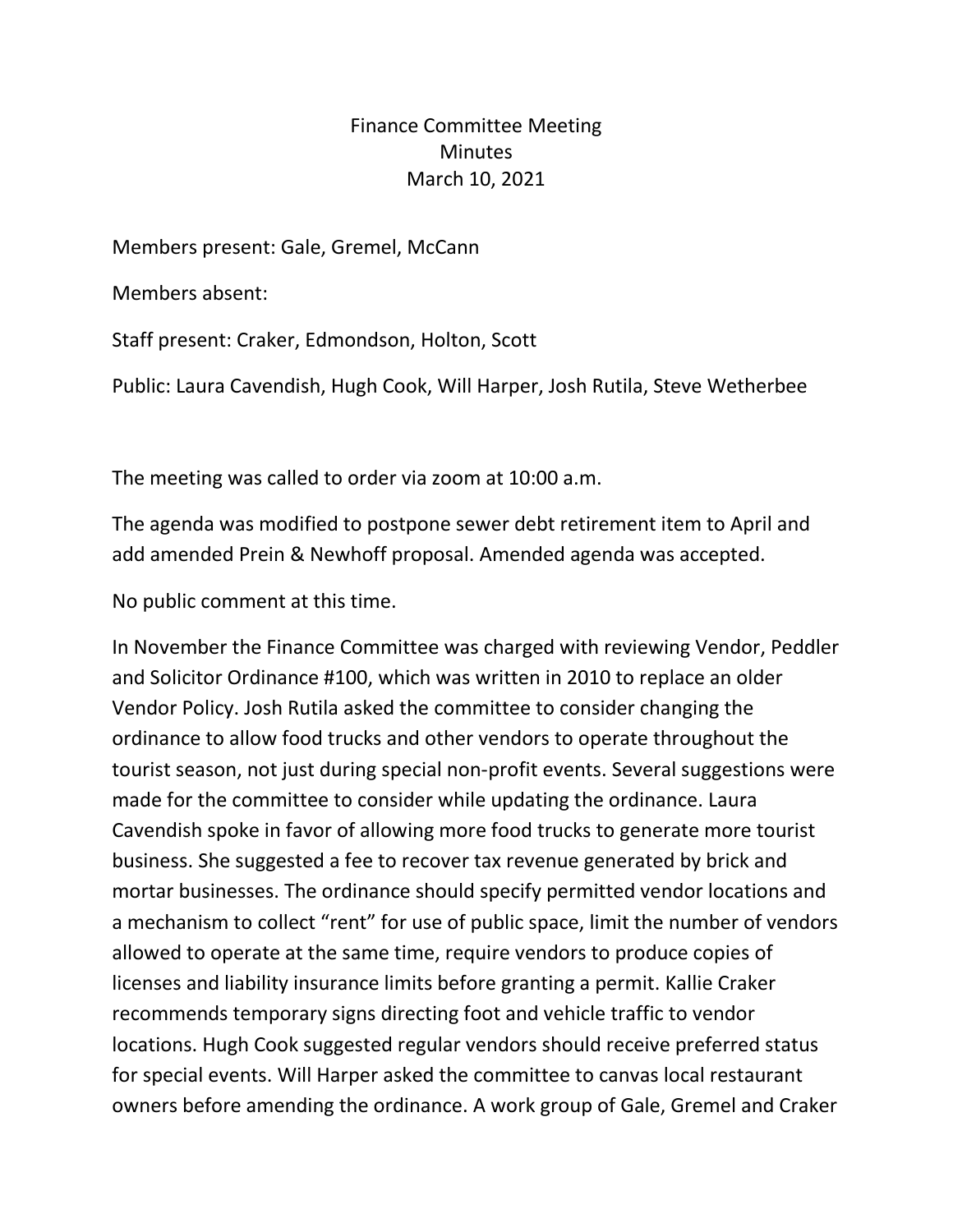# Finance Committee Meeting
## Minutes
### March 10, 2021

Members present: Gale, Gremel, McCann

Members absent:

Staff present: Craker, Edmondson, Holton, Scott

Public: Laura Cavendish, Hugh Cook, Will Harper, Josh Rutila, Steve Wetherbee

The meeting was called to order via zoom at 10:00 a.m.

The agenda was modified to postpone sewer debt retirement item to April and add amended Prein & Newhoff proposal. Amended agenda was accepted.

No public comment at this time.

In November the Finance Committee was charged with reviewing Vendor, Peddler and Solicitor Ordinance #100, which was written in 2010 to replace an older Vendor Policy. Josh Rutila asked the committee to consider changing the ordinance to allow food trucks and other vendors to operate throughout the tourist season, not just during special non-profit events. Several suggestions were made for the committee to consider while updating the ordinance. Laura Cavendish spoke in favor of allowing more food trucks to generate more tourist business. She suggested a fee to recover tax revenue generated by brick and mortar businesses. The ordinance should specify permitted vendor locations and a mechanism to collect "rent" for use of public space, limit the number of vendors allowed to operate at the same time, require vendors to produce copies of licenses and liability insurance limits before granting a permit. Kallie Craker recommends temporary signs directing foot and vehicle traffic to vendor locations. Hugh Cook suggested regular vendors should receive preferred status for special events. Will Harper asked the committee to canvas local restaurant owners before amending the ordinance. A work group of Gale, Gremel and Craker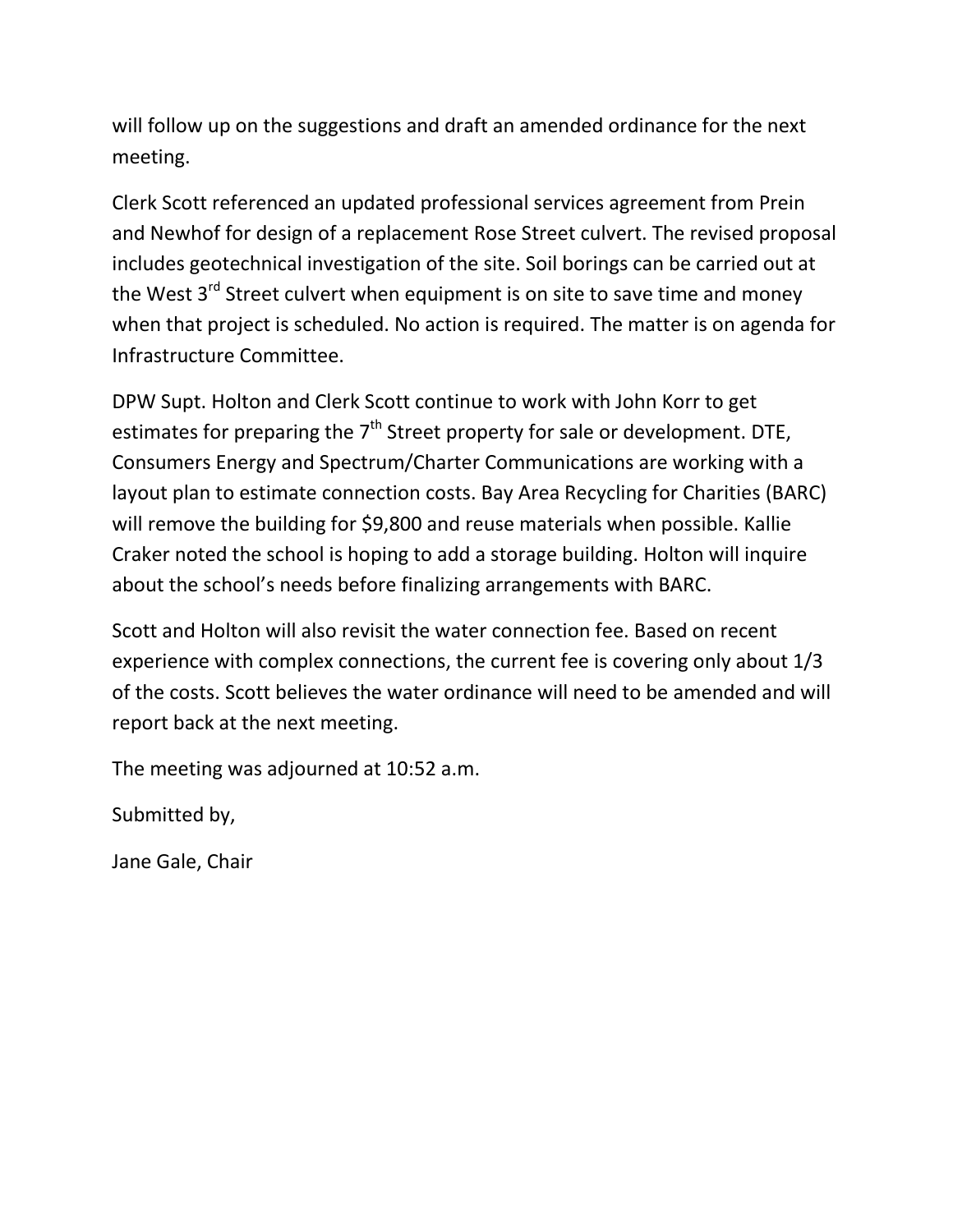will follow up on the suggestions and draft an amended ordinance for the next meeting.

Clerk Scott referenced an updated professional services agreement from Prein and Newhof for design of a replacement Rose Street culvert. The revised proposal includes geotechnical investigation of the site. Soil borings can be carried out at the West 3rd Street culvert when equipment is on site to save time and money when that project is scheduled. No action is required. The matter is on agenda for Infrastructure Committee.

DPW Supt. Holton and Clerk Scott continue to work with John Korr to get estimates for preparing the 7th Street property for sale or development. DTE, Consumers Energy and Spectrum/Charter Communications are working with a layout plan to estimate connection costs. Bay Area Recycling for Charities (BARC) will remove the building for $9,800 and reuse materials when possible. Kallie Craker noted the school is hoping to add a storage building. Holton will inquire about the school's needs before finalizing arrangements with BARC.

Scott and Holton will also revisit the water connection fee. Based on recent experience with complex connections, the current fee is covering only about 1/3 of the costs. Scott believes the water ordinance will need to be amended and will report back at the next meeting.

The meeting was adjourned at 10:52 a.m.

Submitted by,

Jane Gale, Chair